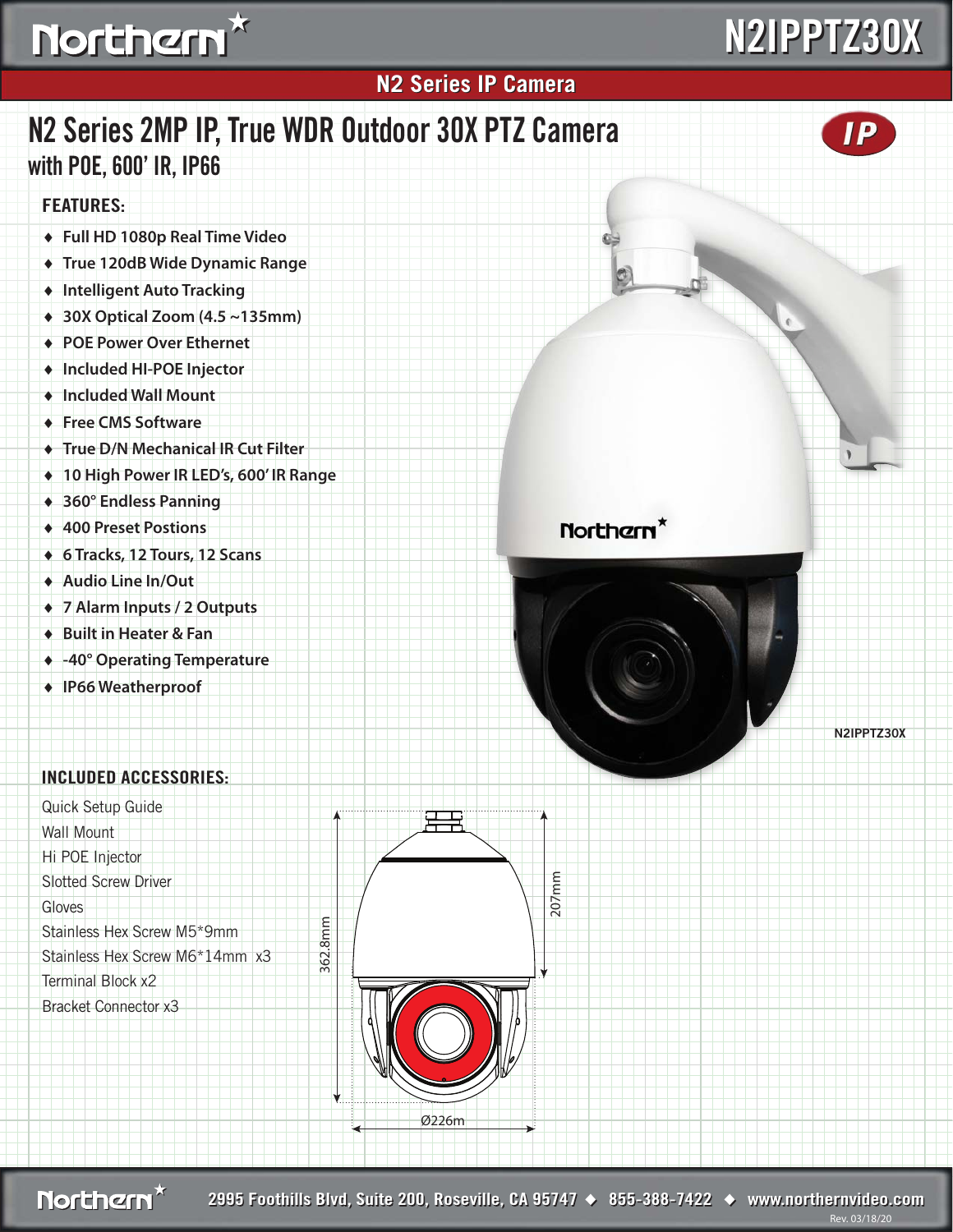# N2IPPTZ30X

## N2 Series IP Camera

# N2 Series 2MP IP, True WDR Outdoor 30X PTZ Camera with POE, 600' IR, IP66

IP

### FEATURES:

- Full HD 1080p Real Time Video
- True 120dB Wide Dynamic Range
- Intelligent Auto Tracking
- 30X Optical Zoom (4.5 ~135mm)
- POE Power Over Ethernet
- Included HI-POE Injector
- Included Wall Mount
- Free CMS Software
- True D/N Mechanical IR Cut Filter
- 10 High Power IR LED's, 600' IR Range
- 360° Endless Panning
- 400 Preset Postions
- 6 Tracks, 12 Tours, 12 Scans
- Audio Line In/Out
- 7 Alarm Inputs / 2 Outputs
- Built in Heater & Fan
- -40° Operating Temperature
- IP66 Weatherproof

N2IPPTZ30X

### INCLUDED ACCESSORIES:

Quick Setup Guide
Wall Mount
Hi POE Injector
Slotted Screw Driver
Gloves
Stainless Hex Screw M5*9mm
Stainless Hex Screw M6*14mm x3
Terminal Block x2
Bracket Connector x3

362.8mm
207mm
Ø226m

2995 Foothills Blvd, Suite 200, Roseville, CA 95747 ◆ 855-388-7422 ◆ www.northernvideo.com

Rev. 03/18/20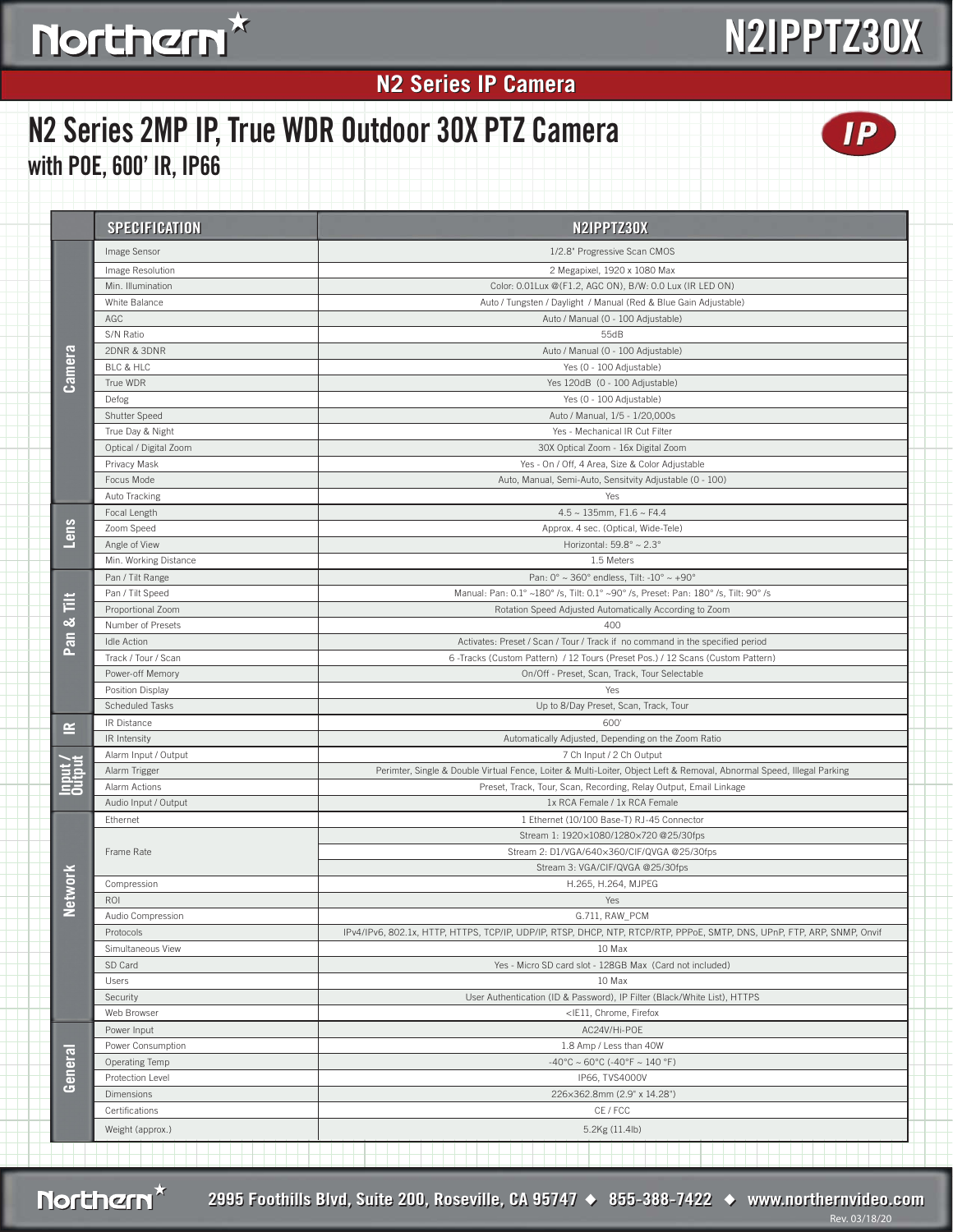# N2IPPTZ30X

## N2 Series IP Camera

# N2 Series 2MP IP, True WDR Outdoor 30X PTZ Camera

## with POE, 600' IR, IP66

IP

| | SPECIFICATION | N2IPPTZ30X |
|---|---|---|
| Camera | Image Sensor | 1/2.8" Progressive Scan CMOS |
| | Image Resolution | 2 Megapixel, 1920 x 1080 Max |
| | Min. Illumination | Color: 0.01Lux @(F1.2, AGC ON), B/W: 0.0 Lux (IR LED ON) |
| | White Balance | Auto / Tungsten / Daylight / Manual (Red & Blue Gain Adjustable) |
| | AGC | Auto / Manual (0 - 100 Adjustable) |
| | S/N Ratio | 55dB |
| | 2DNR & 3DNR | Auto / Manual (0 - 100 Adjustable) |
| | BLC & HLC | Yes (0 - 100 Adjustable) |
| | True WDR | Yes 120dB (0 - 100 Adjustable) |
| | Defog | Yes (0 - 100 Adjustable) |
| | Shutter Speed | Auto / Manual, 1/5 - 1/20,000s |
| | True Day & Night | Yes - Mechanical IR Cut Filter |
| | Optical / Digital Zoom | 30X Optical Zoom - 16x Digital Zoom |
| | Privacy Mask | Yes - On / Off, 4 Area, Size & Color Adjustable |
| | Focus Mode | Auto, Manual, Semi-Auto, Sensitvity Adjustable (0 - 100) |
| | Auto Tracking | Yes |
| Lens | Focal Length | 4.5 ~ 135mm, F1.6 ~ F4.4 |
| | Zoom Speed | Approx. 4 sec. (Optical, Wide-Tele) |
| | Angle of View | Horizontal: 59.8° ~ 2.3° |
| | Min. Working Distance | 1.5 Meters |
| Pan & Tilt | Pan / Tilt Range | Pan: 0° ~ 360° endless, Tilt: -10° ~ +90° |
| | Pan / Tilt Speed | Manual: Pan: 0.1° ~180° /s, Tilt: 0.1° ~90° /s, Preset: Pan: 180° /s, Tilt: 90° /s |
| | Proportional Zoom | Rotation Speed Adjusted Automatically According to Zoom |
| | Number of Presets | 400 |
| | Idle Action | Activates: Preset / Scan / Tour / Track if no command in the specified period |
| | Track / Tour / Scan | 6 -Tracks (Custom Pattern) / 12 Tours (Preset Pos.) / 12 Scans (Custom Pattern) |
| | Power-off Memory | On/Off - Preset, Scan, Track, Tour Selectable |
| | Position Display | Yes |
| | Scheduled Tasks | Up to 8/Day Preset, Scan, Track, Tour |
| IR | IR Distance | 600' |
| | IR Intensity | Automatically Adjusted, Depending on the Zoom Ratio |
| Input / Output | Alarm Input / Output | 7 Ch Input / 2 Ch Output |
| | Alarm Trigger | Perimter, Single & Double Virtual Fence, Loiter & Multi-Loiter, Object Left & Removal, Abnormal Speed, Illegal Parking |
| | Alarm Actions | Preset, Track, Tour, Scan, Recording, Relay Output, Email Linkage |
| | Audio Input / Output | 1x RCA Female / 1x RCA Female |
| Network | Ethernet | 1 Ethernet (10/100 Base-T) RJ-45 Connector |
| | Frame Rate | Stream 1: 1920×1080/1280×720 @25/30fps |
| | | Stream 2: D1/VGA/640×360/CIF/QVGA @25/30fps |
| | | Stream 3: VGA/CIF/QVGA @25/30fps |
| | Compression | H.265, H.264, MJPEG |
| | ROI | Yes |
| | Audio Compression | G.711, RAW_PCM |
| | Protocols | IPv4/IPv6, 802.1x, HTTP, HTTPS, TCP/IP, UDP/IP, RTSP, DHCP, NTP, RTCP/RTP, PPPoE, SMTP, DNS, UPnP, FTP, ARP, SNMP, Onvif |
| | Simultaneous View | 10 Max |
| | SD Card | Yes - Micro SD card slot - 128GB Max (Card not included) |
| | Users | 10 Max |
| | Security | User Authentication (ID & Password), IP Filter (Black/White List), HTTPS |
| | Web Browser | <IE11, Chrome, Firefox |
| General | Power Input | AC24V/Hi-POE |
| | Power Consumption | 1.8 Amp / Less than 40W |
| | Operating Temp | -40°C ~ 60°C (-40°F ~ 140 °F) |
| | Protection Level | IP66, TVS4000V |
| | Dimensions | 226×362.8mm (2.9" x 14.28") |
| | Certifications | CE / FCC |
| | Weight (approx.) | 5.2Kg (11.4lb) |

Northern — 2995 Foothills Blvd, Suite 200, Roseville, CA 95747 ◆ 855-388-7422 ◆ www.northernvideo.com

Rev. 03/18/20